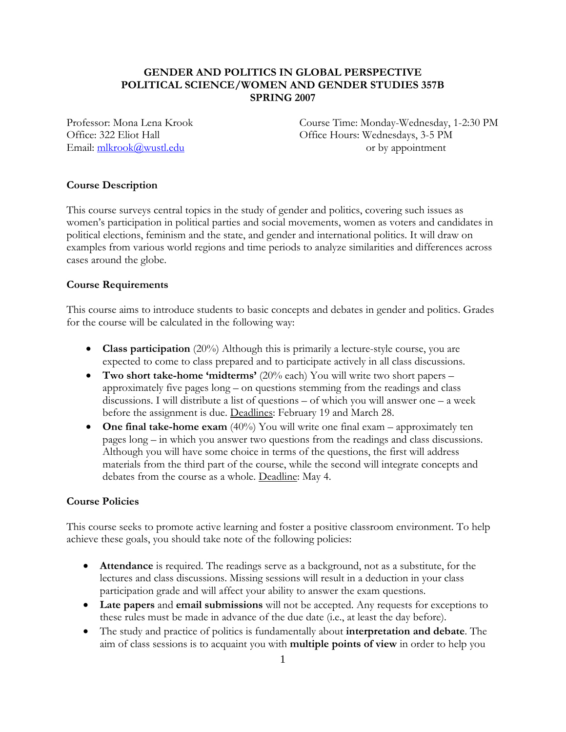**GENDER AND POLITICS IN GLOBAL PERSPECTIVE**
**POLITICAL SCIENCE/WOMEN AND GENDER STUDIES 357B**
**SPRING 2007**

Professor: Mona Lena Krook
Office: 322 Eliot Hall
Email: mlkrook@wustl.edu

Course Time: Monday-Wednesday, 1-2:30 PM
Office Hours: Wednesdays, 3-5 PM
or by appointment

**Course Description**

This course surveys central topics in the study of gender and politics, covering such issues as women's participation in political parties and social movements, women as voters and candidates in political elections, feminism and the state, and gender and international politics. It will draw on examples from various world regions and time periods to analyze similarities and differences across cases around the globe.

**Course Requirements**

This course aims to introduce students to basic concepts and debates in gender and politics. Grades for the course will be calculated in the following way:

- **Class participation** (20%) Although this is primarily a lecture-style course, you are expected to come to class prepared and to participate actively in all class discussions.
- **Two short take-home 'midterms'** (20% each) You will write two short papers – approximately five pages long – on questions stemming from the readings and class discussions. I will distribute a list of questions – of which you will answer one – a week before the assignment is due. Deadlines: February 19 and March 28.
- **One final take-home exam** (40%) You will write one final exam – approximately ten pages long – in which you answer two questions from the readings and class discussions. Although you will have some choice in terms of the questions, the first will address materials from the third part of the course, while the second will integrate concepts and debates from the course as a whole. Deadline: May 4.

**Course Policies**

This course seeks to promote active learning and foster a positive classroom environment. To help achieve these goals, you should take note of the following policies:

- **Attendance** is required. The readings serve as a background, not as a substitute, for the lectures and class discussions. Missing sessions will result in a deduction in your class participation grade and will affect your ability to answer the exam questions.
- **Late papers** and **email submissions** will not be accepted. Any requests for exceptions to these rules must be made in advance of the due date (i.e., at least the day before).
- The study and practice of politics is fundamentally about **interpretation and debate**. The aim of class sessions is to acquaint you with **multiple points of view** in order to help you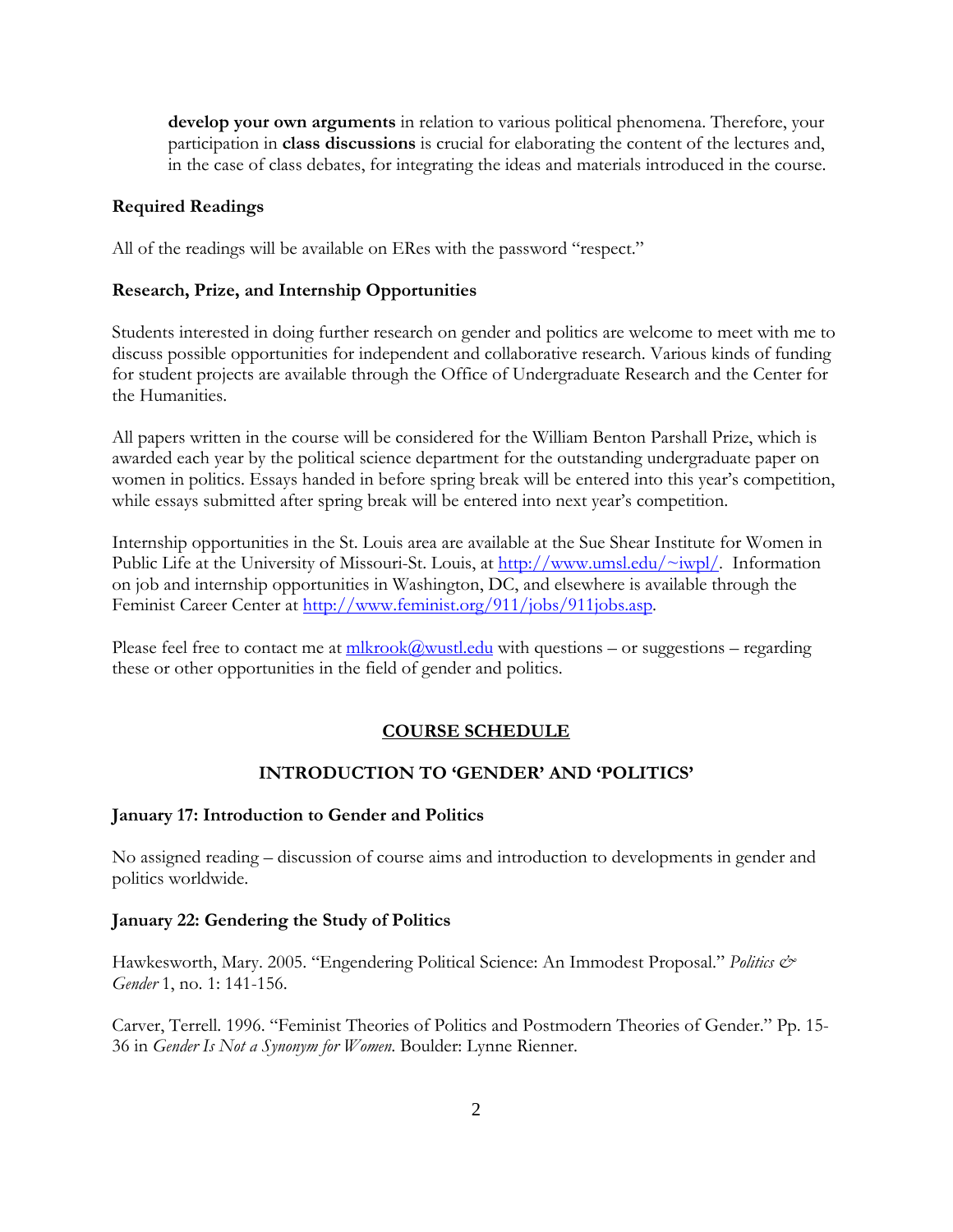**develop your own arguments** in relation to various political phenomena. Therefore, your participation in **class discussions** is crucial for elaborating the content of the lectures and, in the case of class debates, for integrating the ideas and materials introduced in the course.

### Required Readings

All of the readings will be available on ERes with the password "respect."

### Research, Prize, and Internship Opportunities

Students interested in doing further research on gender and politics are welcome to meet with me to discuss possible opportunities for independent and collaborative research. Various kinds of funding for student projects are available through the Office of Undergraduate Research and the Center for the Humanities.

All papers written in the course will be considered for the William Benton Parshall Prize, which is awarded each year by the political science department for the outstanding undergraduate paper on women in politics. Essays handed in before spring break will be entered into this year's competition, while essays submitted after spring break will be entered into next year's competition.

Internship opportunities in the St. Louis area are available at the Sue Shear Institute for Women in Public Life at the University of Missouri-St. Louis, at http://www.umsl.edu/~iwpl/. Information on job and internship opportunities in Washington, DC, and elsewhere is available through the Feminist Career Center at http://www.feminist.org/911/jobs/911jobs.asp.

Please feel free to contact me at mlkrook@wustl.edu with questions – or suggestions – regarding these or other opportunities in the field of gender and politics.

## COURSE SCHEDULE

## INTRODUCTION TO 'GENDER' AND 'POLITICS'

### January 17: Introduction to Gender and Politics

No assigned reading – discussion of course aims and introduction to developments in gender and politics worldwide.

### January 22: Gendering the Study of Politics

Hawkesworth, Mary. 2005. "Engendering Political Science: An Immodest Proposal." *Politics & Gender* 1, no. 1: 141-156.

Carver, Terrell. 1996. "Feminist Theories of Politics and Postmodern Theories of Gender." Pp. 15-36 in *Gender Is Not a Synonym for Women.* Boulder: Lynne Rienner.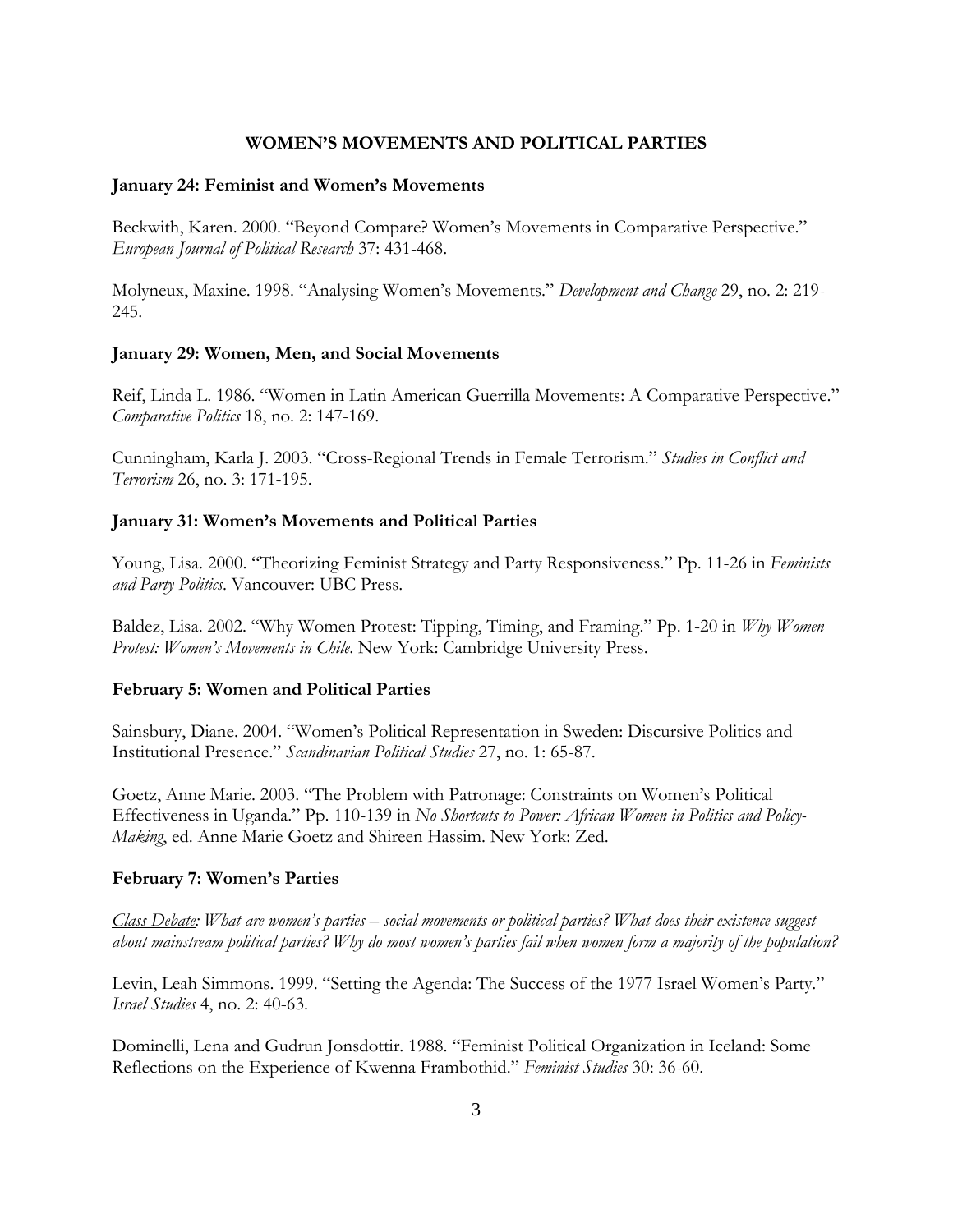## WOMEN'S MOVEMENTS AND POLITICAL PARTIES

### January 24: Feminist and Women's Movements

Beckwith, Karen. 2000. "Beyond Compare? Women's Movements in Comparative Perspective." *European Journal of Political Research* 37: 431-468.

Molyneux, Maxine. 1998. "Analysing Women's Movements." *Development and Change* 29, no. 2: 219-245.

### January 29: Women, Men, and Social Movements

Reif, Linda L. 1986. "Women in Latin American Guerrilla Movements: A Comparative Perspective." *Comparative Politics* 18, no. 2: 147-169.

Cunningham, Karla J. 2003. "Cross-Regional Trends in Female Terrorism." *Studies in Conflict and Terrorism* 26, no. 3: 171-195.

### January 31: Women's Movements and Political Parties

Young, Lisa. 2000. "Theorizing Feminist Strategy and Party Responsiveness." Pp. 11-26 in *Feminists and Party Politics*. Vancouver: UBC Press.

Baldez, Lisa. 2002. "Why Women Protest: Tipping, Timing, and Framing." Pp. 1-20 in *Why Women Protest: Women's Movements in Chile*. New York: Cambridge University Press.

### February 5: Women and Political Parties

Sainsbury, Diane. 2004. "Women's Political Representation in Sweden: Discursive Politics and Institutional Presence." *Scandinavian Political Studies* 27, no. 1: 65-87.

Goetz, Anne Marie. 2003. "The Problem with Patronage: Constraints on Women's Political Effectiveness in Uganda." Pp. 110-139 in *No Shortcuts to Power: African Women in Politics and Policy-Making*, ed. Anne Marie Goetz and Shireen Hassim. New York: Zed.

### February 7: Women's Parties

*<u>Class Debate</u>: What are women's parties – social movements or political parties? What does their existence suggest about mainstream political parties? Why do most women's parties fail when women form a majority of the population?*

Levin, Leah Simmons. 1999. "Setting the Agenda: The Success of the 1977 Israel Women's Party." *Israel Studies* 4, no. 2: 40-63.

Dominelli, Lena and Gudrun Jonsdottir. 1988. "Feminist Political Organization in Iceland: Some Reflections on the Experience of Kwenna Frambothid." *Feminist Studies* 30: 36-60.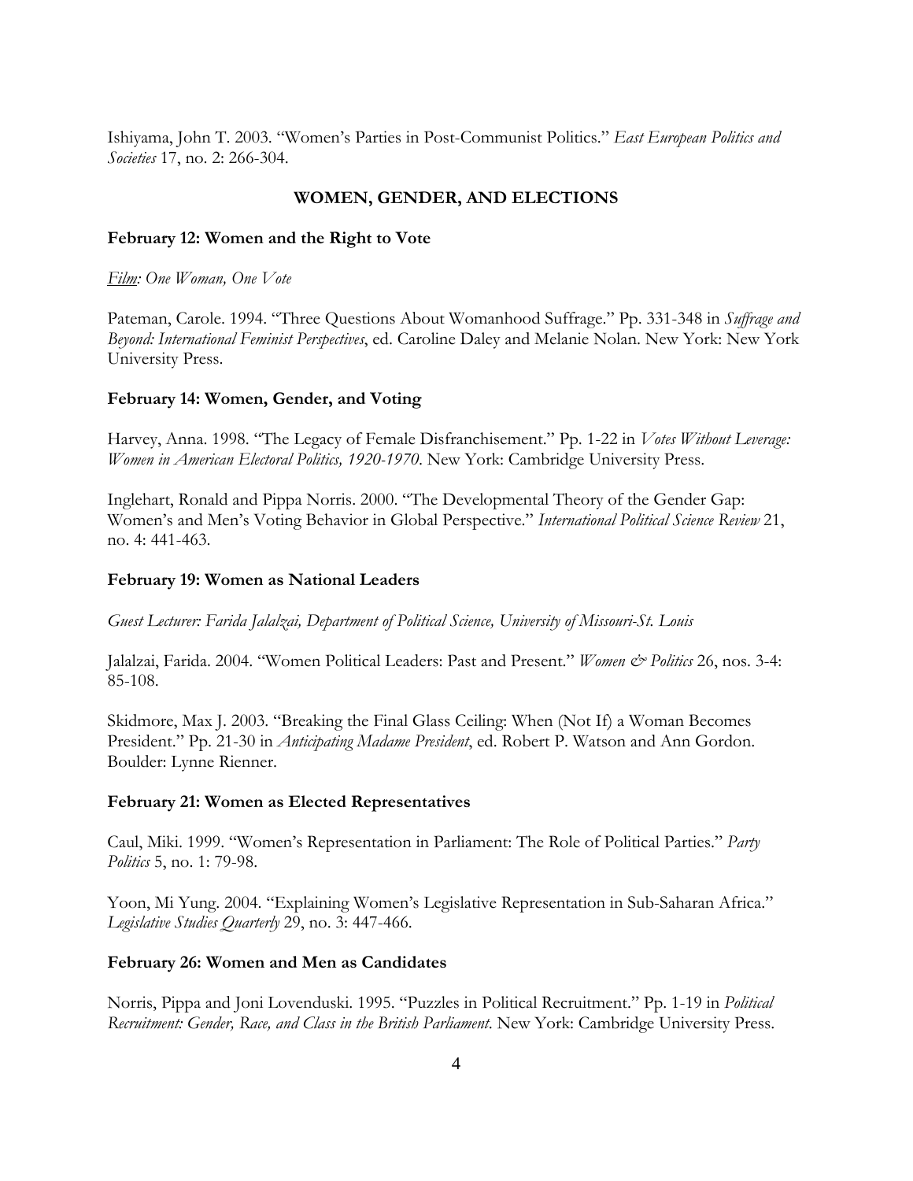Ishiyama, John T. 2003. "Women's Parties in Post-Communist Politics." *East European Politics and Societies* 17, no. 2: 266-304.

## WOMEN, GENDER, AND ELECTIONS

### February 12: Women and the Right to Vote

*Film: One Woman, One Vote*

Pateman, Carole. 1994. "Three Questions About Womanhood Suffrage." Pp. 331-348 in *Suffrage and Beyond: International Feminist Perspectives*, ed. Caroline Daley and Melanie Nolan. New York: New York University Press.

### February 14: Women, Gender, and Voting

Harvey, Anna. 1998. "The Legacy of Female Disfranchisement." Pp. 1-22 in *Votes Without Leverage: Women in American Electoral Politics, 1920-1970*. New York: Cambridge University Press.

Inglehart, Ronald and Pippa Norris. 2000. "The Developmental Theory of the Gender Gap: Women's and Men's Voting Behavior in Global Perspective." *International Political Science Review* 21, no. 4: 441-463.

### February 19: Women as National Leaders

*Guest Lecturer: Farida Jalalzai, Department of Political Science, University of Missouri-St. Louis*

Jalalzai, Farida. 2004. "Women Political Leaders: Past and Present." *Women & Politics* 26, nos. 3-4: 85-108.

Skidmore, Max J. 2003. "Breaking the Final Glass Ceiling: When (Not If) a Woman Becomes President." Pp. 21-30 in *Anticipating Madame President*, ed. Robert P. Watson and Ann Gordon. Boulder: Lynne Rienner.

### February 21: Women as Elected Representatives

Caul, Miki. 1999. "Women's Representation in Parliament: The Role of Political Parties." *Party Politics* 5, no. 1: 79-98.

Yoon, Mi Yung. 2004. "Explaining Women's Legislative Representation in Sub-Saharan Africa." *Legislative Studies Quarterly* 29, no. 3: 447-466.

### February 26: Women and Men as Candidates

Norris, Pippa and Joni Lovenduski. 1995. "Puzzles in Political Recruitment." Pp. 1-19 in *Political Recruitment: Gender, Race, and Class in the British Parliament*. New York: Cambridge University Press.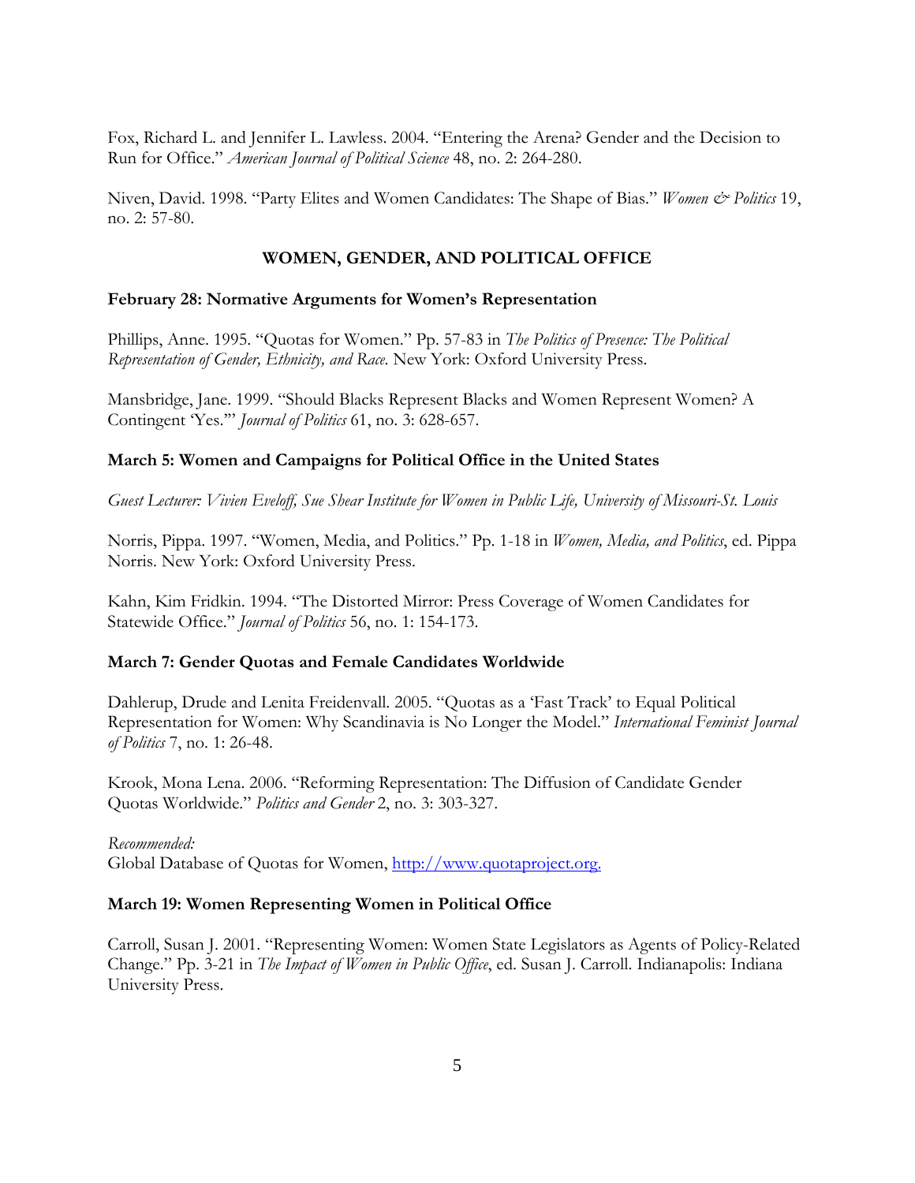Fox, Richard L. and Jennifer L. Lawless. 2004. "Entering the Arena? Gender and the Decision to Run for Office." *American Journal of Political Science* 48, no. 2: 264-280.

Niven, David. 1998. "Party Elites and Women Candidates: The Shape of Bias." *Women & Politics* 19, no. 2: 57-80.

## WOMEN, GENDER, AND POLITICAL OFFICE

### February 28: Normative Arguments for Women's Representation

Phillips, Anne. 1995. "Quotas for Women." Pp. 57-83 in *The Politics of Presence: The Political Representation of Gender, Ethnicity, and Race.* New York: Oxford University Press.

Mansbridge, Jane. 1999. "Should Blacks Represent Blacks and Women Represent Women? A Contingent 'Yes.'" *Journal of Politics* 61, no. 3: 628-657.

### March 5: Women and Campaigns for Political Office in the United States

*Guest Lecturer: Vivien Eveloff, Sue Shear Institute for Women in Public Life, University of Missouri-St. Louis*

Norris, Pippa. 1997. "Women, Media, and Politics." Pp. 1-18 in *Women, Media, and Politics*, ed. Pippa Norris. New York: Oxford University Press.

Kahn, Kim Fridkin. 1994. "The Distorted Mirror: Press Coverage of Women Candidates for Statewide Office." *Journal of Politics* 56, no. 1: 154-173.

### March 7: Gender Quotas and Female Candidates Worldwide

Dahlerup, Drude and Lenita Freidenvall. 2005. "Quotas as a 'Fast Track' to Equal Political Representation for Women: Why Scandinavia is No Longer the Model." *International Feminist Journal of Politics* 7, no. 1: 26-48.

Krook, Mona Lena. 2006. "Reforming Representation: The Diffusion of Candidate Gender Quotas Worldwide." *Politics and Gender* 2, no. 3: 303-327.

*Recommended:*
Global Database of Quotas for Women, [http://www.quotaproject.org.](http://www.quotaproject.org)

### March 19: Women Representing Women in Political Office

Carroll, Susan J. 2001. "Representing Women: Women State Legislators as Agents of Policy-Related Change." Pp. 3-21 in *The Impact of Women in Public Office*, ed. Susan J. Carroll. Indianapolis: Indiana University Press.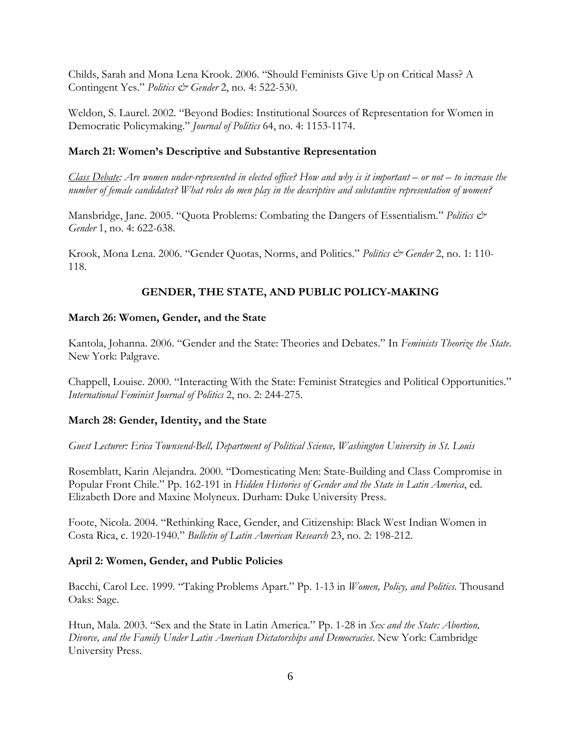Childs, Sarah and Mona Lena Krook. 2006. "Should Feminists Give Up on Critical Mass? A Contingent Yes." *Politics & Gender* 2, no. 4: 522-530.

Weldon, S. Laurel. 2002. "Beyond Bodies: Institutional Sources of Representation for Women in Democratic Policymaking." *Journal of Politics* 64, no. 4: 1153-1174.

**March 21: Women's Descriptive and Substantive Representation**

*Class Debate: Are women under-represented in elected office? How and why is it important – or not – to increase the number of female candidates? What roles do men play in the descriptive and substantive representation of women?*

Mansbridge, Jane. 2005. "Quota Problems: Combating the Dangers of Essentialism." *Politics & Gender* 1, no. 4: 622-638.

Krook, Mona Lena. 2006. "Gender Quotas, Norms, and Politics." *Politics & Gender* 2, no. 1: 110-118.

## GENDER, THE STATE, AND PUBLIC POLICY-MAKING

**March 26: Women, Gender, and the State**

Kantola, Johanna. 2006. "Gender and the State: Theories and Debates." In *Feminists Theorize the State*. New York: Palgrave.

Chappell, Louise. 2000. "Interacting With the State: Feminist Strategies and Political Opportunities." *International Feminist Journal of Politics* 2, no. 2: 244-275.

**March 28: Gender, Identity, and the State**

*Guest Lecturer: Erica Townsend-Bell, Department of Political Science, Washington University in St. Louis*

Rosemblatt, Karin Alejandra. 2000. "Domesticating Men: State-Building and Class Compromise in Popular Front Chile." Pp. 162-191 in *Hidden Histories of Gender and the State in Latin America*, ed. Elizabeth Dore and Maxine Molyneux. Durham: Duke University Press.

Foote, Nicola. 2004. "Rethinking Race, Gender, and Citizenship: Black West Indian Women in Costa Rica, c. 1920-1940." *Bulletin of Latin American Research* 23, no. 2: 198-212.

**April 2: Women, Gender, and Public Policies**

Bacchi, Carol Lee. 1999. "Taking Problems Apart." Pp. 1-13 in *Women, Policy, and Politics*. Thousand Oaks: Sage.

Htun, Mala. 2003. "Sex and the State in Latin America." Pp. 1-28 in *Sex and the State: Abortion, Divorce, and the Family Under Latin American Dictatorships and Democracies*. New York: Cambridge University Press.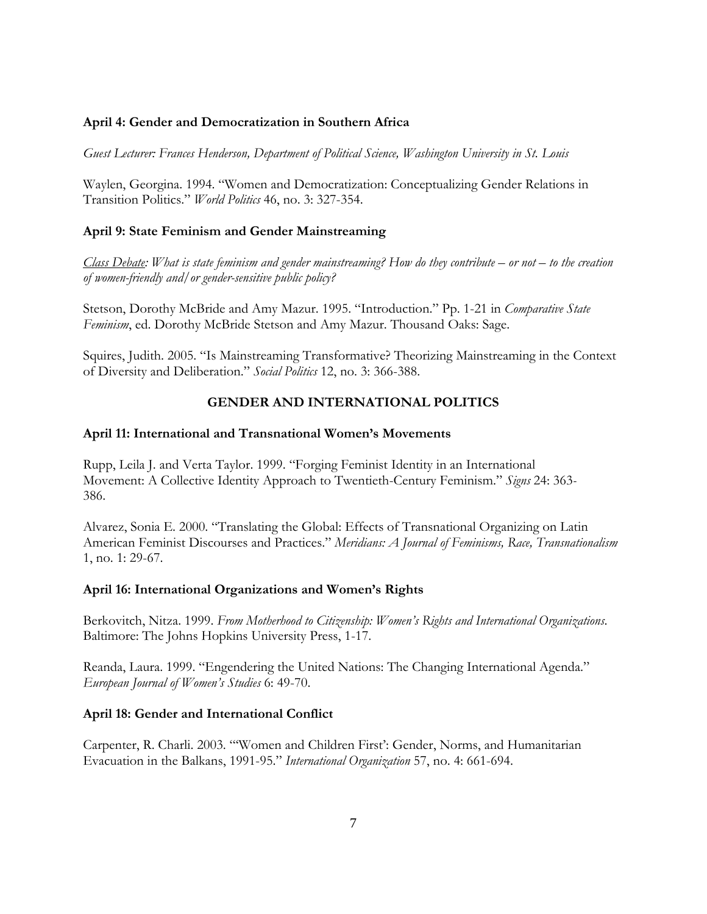**April 4: Gender and Democratization in Southern Africa**

*Guest Lecturer: Frances Henderson, Department of Political Science, Washington University in St. Louis*

Waylen, Georgina. 1994. "Women and Democratization: Conceptualizing Gender Relations in Transition Politics." *World Politics* 46, no. 3: 327-354.

**April 9: State Feminism and Gender Mainstreaming**

*<u>Class Debate</u>: What is state feminism and gender mainstreaming? How do they contribute – or not – to the creation of women-friendly and/or gender-sensitive public policy?*

Stetson, Dorothy McBride and Amy Mazur. 1995. "Introduction." Pp. 1-21 in *Comparative State Feminism*, ed. Dorothy McBride Stetson and Amy Mazur. Thousand Oaks: Sage.

Squires, Judith. 2005. "Is Mainstreaming Transformative? Theorizing Mainstreaming in the Context of Diversity and Deliberation." *Social Politics* 12, no. 3: 366-388.

## GENDER AND INTERNATIONAL POLITICS

**April 11: International and Transnational Women's Movements**

Rupp, Leila J. and Verta Taylor. 1999. "Forging Feminist Identity in an International Movement: A Collective Identity Approach to Twentieth-Century Feminism." *Signs* 24: 363-386.

Alvarez, Sonia E. 2000. "Translating the Global: Effects of Transnational Organizing on Latin American Feminist Discourses and Practices." *Meridians: A Journal of Feminisms, Race, Transnationalism* 1, no. 1: 29-67.

**April 16: International Organizations and Women's Rights**

Berkovitch, Nitza. 1999. *From Motherhood to Citizenship: Women's Rights and International Organizations*. Baltimore: The Johns Hopkins University Press, 1-17.

Reanda, Laura. 1999. "Engendering the United Nations: The Changing International Agenda." *European Journal of Women's Studies* 6: 49-70.

**April 18: Gender and International Conflict**

Carpenter, R. Charli. 2003. "'Women and Children First': Gender, Norms, and Humanitarian Evacuation in the Balkans, 1991-95." *International Organization* 57, no. 4: 661-694.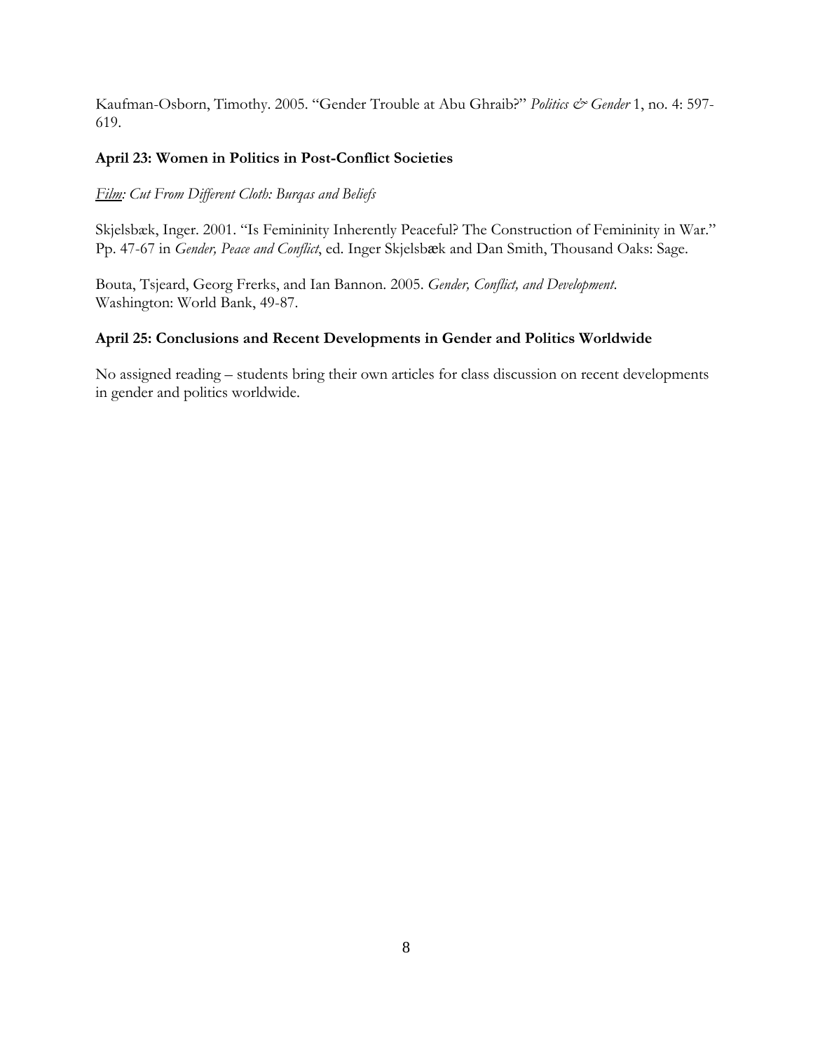Kaufman-Osborn, Timothy. 2005. "Gender Trouble at Abu Ghraib?" *Politics & Gender* 1, no. 4: 597-619.

**April 23: Women in Politics in Post-Conflict Societies**

*Film: Cut From Different Cloth: Burqas and Beliefs*

Skjelsbæk, Inger. 2001. "Is Femininity Inherently Peaceful? The Construction of Femininity in War." Pp. 47-67 in *Gender, Peace and Conflict*, ed. Inger Skjelsbæk and Dan Smith, Thousand Oaks: Sage.

Bouta, Tsjeard, Georg Frerks, and Ian Bannon. 2005. *Gender, Conflict, and Development*. Washington: World Bank, 49-87.

**April 25: Conclusions and Recent Developments in Gender and Politics Worldwide**

No assigned reading – students bring their own articles for class discussion on recent developments in gender and politics worldwide.